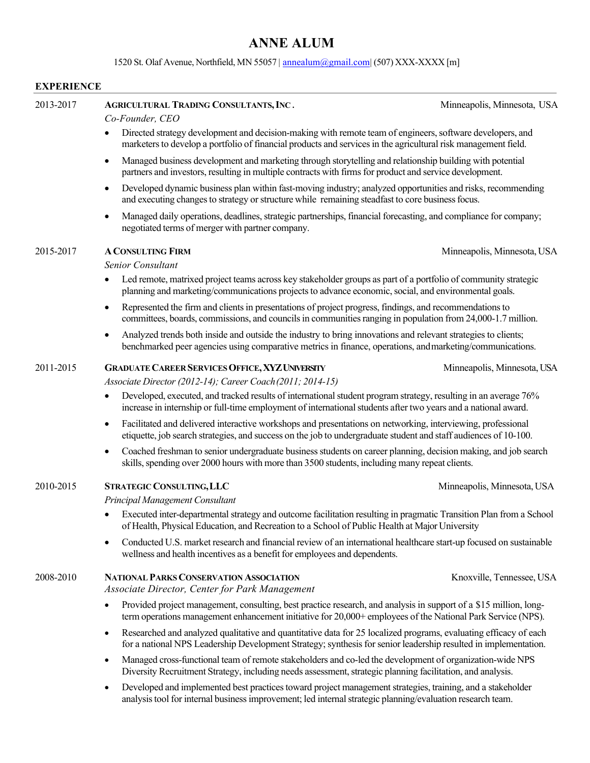# ANNE ALUM

1520 St. Olaf Avenue, Northfield, MN 55057 | annealum@gmail.com| (507) XXX-XXXX [m]

## EXPERIENCE

**2013-2017** | **AGRICULTURAL TRADING CONSULTANTS, INC.** | Minneapolis, Minnesota, USA

*Co-Founder, CEO*

- Directed strategy development and decision-making with remote team of engineers, software developers, and marketers to develop a portfolio of financial products and services in the agricultural risk management field.
- Managed business development and marketing through storytelling and relationship building with potential partners and investors, resulting in multiple contracts with firms for product and service development.
- Developed dynamic business plan within fast-moving industry; analyzed opportunities and risks, recommending and executing changes to strategy or structure while remaining steadfast to core business focus.
- Managed daily operations, deadlines, strategic partnerships, financial forecasting, and compliance for company; negotiated terms of merger with partner company.

**2015-2017** | **A CONSULTING FIRM** | Minneapolis, Minnesota, USA

*Senior Consultant*

- Led remote, matrixed project teams across key stakeholder groups as part of a portfolio of community strategic planning and marketing/communications projects to advance economic, social, and environmental goals.
- Represented the firm and clients in presentations of project progress, findings, and recommendations to committees, boards, commissions, and councils in communities ranging in population from 24,000-1.7 million.
- Analyzed trends both inside and outside the industry to bring innovations and relevant strategies to clients; benchmarked peer agencies using comparative metrics in finance, operations, and marketing/communications.

**2011-2015** | **GRADUATE CAREER SERVICES OFFICE, XYZ UNIVERSITY** | Minneapolis, Minnesota, USA

*Associate Director (2012-14); Career Coach (2011; 2014-15)*

- Developed, executed, and tracked results of international student program strategy, resulting in an average 76% increase in internship or full-time employment of international students after two years and a national award.
- Facilitated and delivered interactive workshops and presentations on networking, interviewing, professional etiquette, job search strategies, and success on the job to undergraduate student and staff audiences of 10-100.
- Coached freshman to senior undergraduate business students on career planning, decision making, and job search skills, spending over 2000 hours with more than 3500 students, including many repeat clients.

**2010-2015** | **STRATEGIC CONSULTING, LLC** | Minneapolis, Minnesota, USA

*Principal Management Consultant*

- Executed inter-departmental strategy and outcome facilitation resulting in pragmatic Transition Plan from a School of Health, Physical Education, and Recreation to a School of Public Health at Major University
- Conducted U.S. market research and financial review of an international healthcare start-up focused on sustainable wellness and health incentives as a benefit for employees and dependents.

**2008-2010** | **NATIONAL PARKS CONSERVATION ASSOCIATION** | Knoxville, Tennessee, USA

*Associate Director, Center for Park Management*

- Provided project management, consulting, best practice research, and analysis in support of a $15 million, long-term operations management enhancement initiative for 20,000+ employees of the National Park Service (NPS).
- Researched and analyzed qualitative and quantitative data for 25 localized programs, evaluating efficacy of each for a national NPS Leadership Development Strategy; synthesis for senior leadership resulted in implementation.
- Managed cross-functional team of remote stakeholders and co-led the development of organization-wide NPS Diversity Recruitment Strategy, including needs assessment, strategic planning facilitation, and analysis.
- Developed and implemented best practices toward project management strategies, training, and a stakeholder analysis tool for internal business improvement; led internal strategic planning/evaluation research team.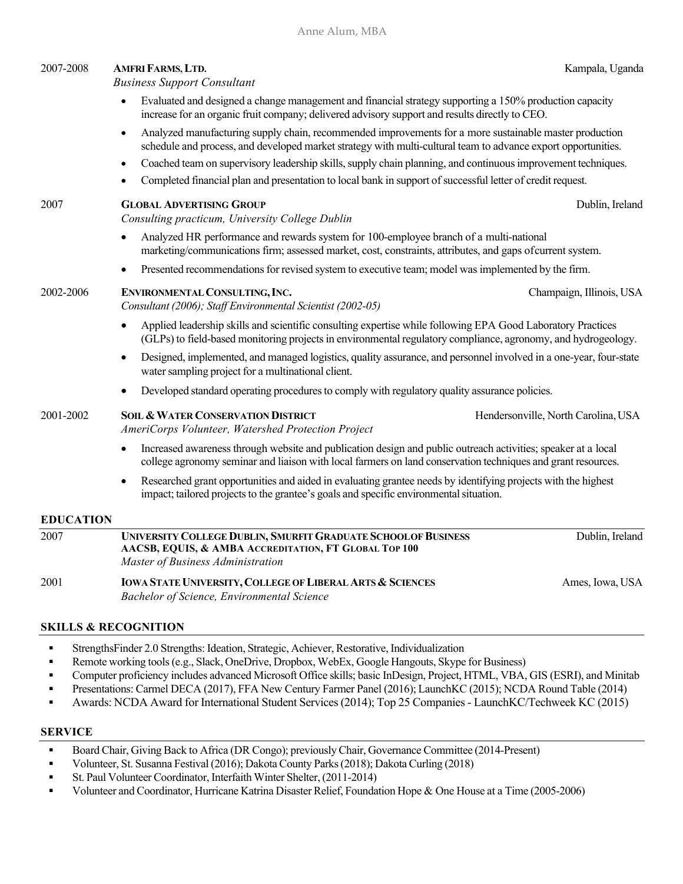2007-2008 **AMFRI FARMS, LTD.** Kampala, Uganda
*Business Support Consultant*

- Evaluated and designed a change management and financial strategy supporting a 150% production capacity increase for an organic fruit company; delivered advisory support and results directly to CEO.
- Analyzed manufacturing supply chain, recommended improvements for a more sustainable master production schedule and process, and developed market strategy with multi-cultural team to advance export opportunities.
- Coached team on supervisory leadership skills, supply chain planning, and continuous improvement techniques.
- Completed financial plan and presentation to local bank in support of successful letter of credit request.

2007 **GLOBAL ADVERTISING GROUP** Dublin, Ireland
*Consulting practicum, University College Dublin*

- Analyzed HR performance and rewards system for 100-employee branch of a multi-national marketing/communications firm; assessed market, cost, constraints, attributes, and gaps of current system.
- Presented recommendations for revised system to executive team; model was implemented by the firm.

2002-2006 **ENVIRONMENTAL CONSULTING, INC.** Champaign, Illinois, USA
*Consultant (2006); Staff Environmental Scientist (2002-05)*

- Applied leadership skills and scientific consulting expertise while following EPA Good Laboratory Practices (GLPs) to field-based monitoring projects in environmental regulatory compliance, agronomy, and hydrogeology.
- Designed, implemented, and managed logistics, quality assurance, and personnel involved in a one-year, four-state water sampling project for a multinational client.
- Developed standard operating procedures to comply with regulatory quality assurance policies.

2001-2002 **SOIL & WATER CONSERVATION DISTRICT** Hendersonville, North Carolina, USA
*AmeriCorps Volunteer, Watershed Protection Project*

- Increased awareness through website and publication design and public outreach activities; speaker at a local college agronomy seminar and liaison with local farmers on land conservation techniques and grant resources.
- Researched grant opportunities and aided in evaluating grantee needs by identifying projects with the highest impact; tailored projects to the grantee's goals and specific environmental situation.

## EDUCATION

2007 **UNIVERSITY COLLEGE DUBLIN, SMURFIT GRADUATE SCHOOL OF BUSINESS** Dublin, Ireland
**AACSB, EQUIS, & AMBA ACCREDITATION, FT GLOBAL TOP 100**
*Master of Business Administration*

2001 **IOWA STATE UNIVERSITY, COLLEGE OF LIBERAL ARTS & SCIENCES** Ames, Iowa, USA
*Bachelor of Science, Environmental Science*

## SKILLS & RECOGNITION

- StrengthsFinder 2.0 Strengths: Ideation, Strategic, Achiever, Restorative, Individualization
- Remote working tools (e.g., Slack, OneDrive, Dropbox, WebEx, Google Hangouts, Skype for Business)
- Computer proficiency includes advanced Microsoft Office skills; basic InDesign, Project, HTML, VBA, GIS (ESRI), and Minitab
- Presentations: Carmel DECA (2017), FFA New Century Farmer Panel (2016); LaunchKC (2015); NCDA Round Table (2014)
- Awards: NCDA Award for International Student Services (2014); Top 25 Companies - LaunchKC/Techweek KC (2015)

## SERVICE

- Board Chair, Giving Back to Africa (DR Congo); previously Chair, Governance Committee (2014-Present)
- Volunteer, St. Susanna Festival (2016); Dakota County Parks (2018); Dakota Curling (2018)
- St. Paul Volunteer Coordinator, Interfaith Winter Shelter, (2011-2014)
- Volunteer and Coordinator, Hurricane Katrina Disaster Relief, Foundation Hope & One House at a Time (2005-2006)